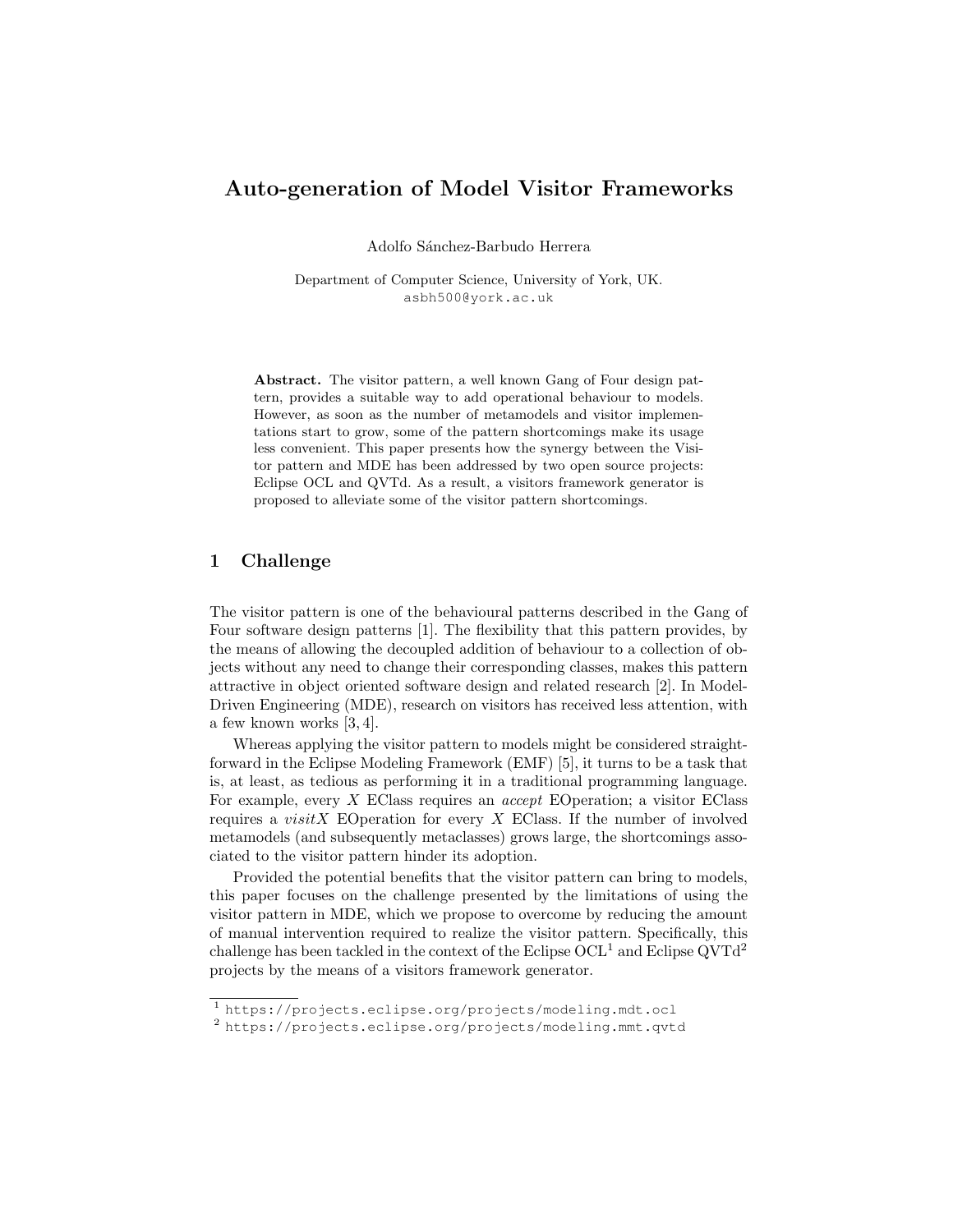# Auto-generation of Model Visitor Frameworks

Adolfo Sánchez-Barbudo Herrera

Department of Computer Science, University of York, UK.
asbh500@york.ac.uk

**Abstract.** The visitor pattern, a well known Gang of Four design pattern, provides a suitable way to add operational behaviour to models. However, as soon as the number of metamodels and visitor implementations start to grow, some of the pattern shortcomings make its usage less convenient. This paper presents how the synergy between the Visitor pattern and MDE has been addressed by two open source projects: Eclipse OCL and QVTd. As a result, a visitors framework generator is proposed to alleviate some of the visitor pattern shortcomings.

## 1 Challenge

The visitor pattern is one of the behavioural patterns described in the Gang of Four software design patterns [1]. The flexibility that this pattern provides, by the means of allowing the decoupled addition of behaviour to a collection of objects without any need to change their corresponding classes, makes this pattern attractive in object oriented software design and related research [2]. In Model-Driven Engineering (MDE), research on visitors has received less attention, with a few known works [3, 4].

Whereas applying the visitor pattern to models might be considered straightforward in the Eclipse Modeling Framework (EMF) [5], it turns to be a task that is, at least, as tedious as performing it in a traditional programming language. For example, every *X* EClass requires an *accept* EOperation; a visitor EClass requires a *visitX* EOperation for every *X* EClass. If the number of involved metamodels (and subsequently metaclasses) grows large, the shortcomings associated to the visitor pattern hinder its adoption.

Provided the potential benefits that the visitor pattern can bring to models, this paper focuses on the challenge presented by the limitations of using the visitor pattern in MDE, which we propose to overcome by reducing the amount of manual intervention required to realize the visitor pattern. Specifically, this challenge has been tackled in the context of the Eclipse OCL[1] and Eclipse QVTd[2] projects by the means of a visitors framework generator.

[1] https://projects.eclipse.org/projects/modeling.mdt.ocl
[2] https://projects.eclipse.org/projects/modeling.mmt.qvtd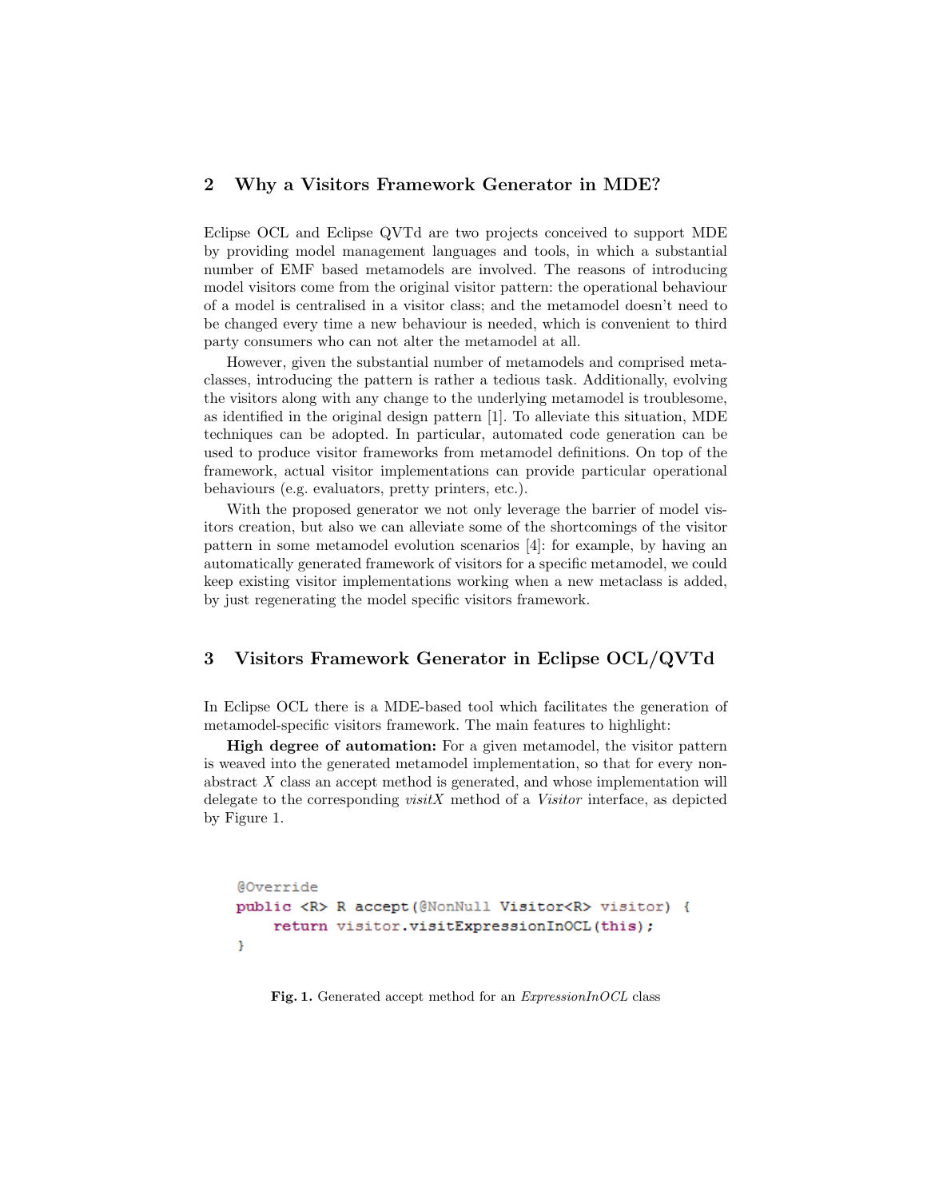## 2 Why a Visitors Framework Generator in MDE?

Eclipse OCL and Eclipse QVTd are two projects conceived to support MDE by providing model management languages and tools, in which a substantial number of EMF based metamodels are involved. The reasons of introducing model visitors come from the original visitor pattern: the operational behaviour of a model is centralised in a visitor class; and the metamodel doesn't need to be changed every time a new behaviour is needed, which is convenient to third party consumers who can not alter the metamodel at all.

However, given the substantial number of metamodels and comprised metaclasses, introducing the pattern is rather a tedious task. Additionally, evolving the visitors along with any change to the underlying metamodel is troublesome, as identified in the original design pattern [1]. To alleviate this situation, MDE techniques can be adopted. In particular, automated code generation can be used to produce visitor frameworks from metamodel definitions. On top of the framework, actual visitor implementations can provide particular operational behaviours (e.g. evaluators, pretty printers, etc.).

With the proposed generator we not only leverage the barrier of model visitors creation, but also we can alleviate some of the shortcomings of the visitor pattern in some metamodel evolution scenarios [4]: for example, by having an automatically generated framework of visitors for a specific metamodel, we could keep existing visitor implementations working when a new metaclass is added, by just regenerating the model specific visitors framework.

## 3 Visitors Framework Generator in Eclipse OCL/QVTd

In Eclipse OCL there is a MDE-based tool which facilitates the generation of metamodel-specific visitors framework. The main features to highlight:

**High degree of automation:** For a given metamodel, the visitor pattern is weaved into the generated metamodel implementation, so that for every non-abstract *X* class an accept method is generated, and whose implementation will delegate to the corresponding *visitX* method of a *Visitor* interface, as depicted by Figure 1.

```
@Override
public <R> R accept(@NonNull Visitor<R> visitor) {
    return visitor.visitExpressionInOCL(this);
}
```

**Fig. 1.** Generated accept method for an *ExpressionInOCL* class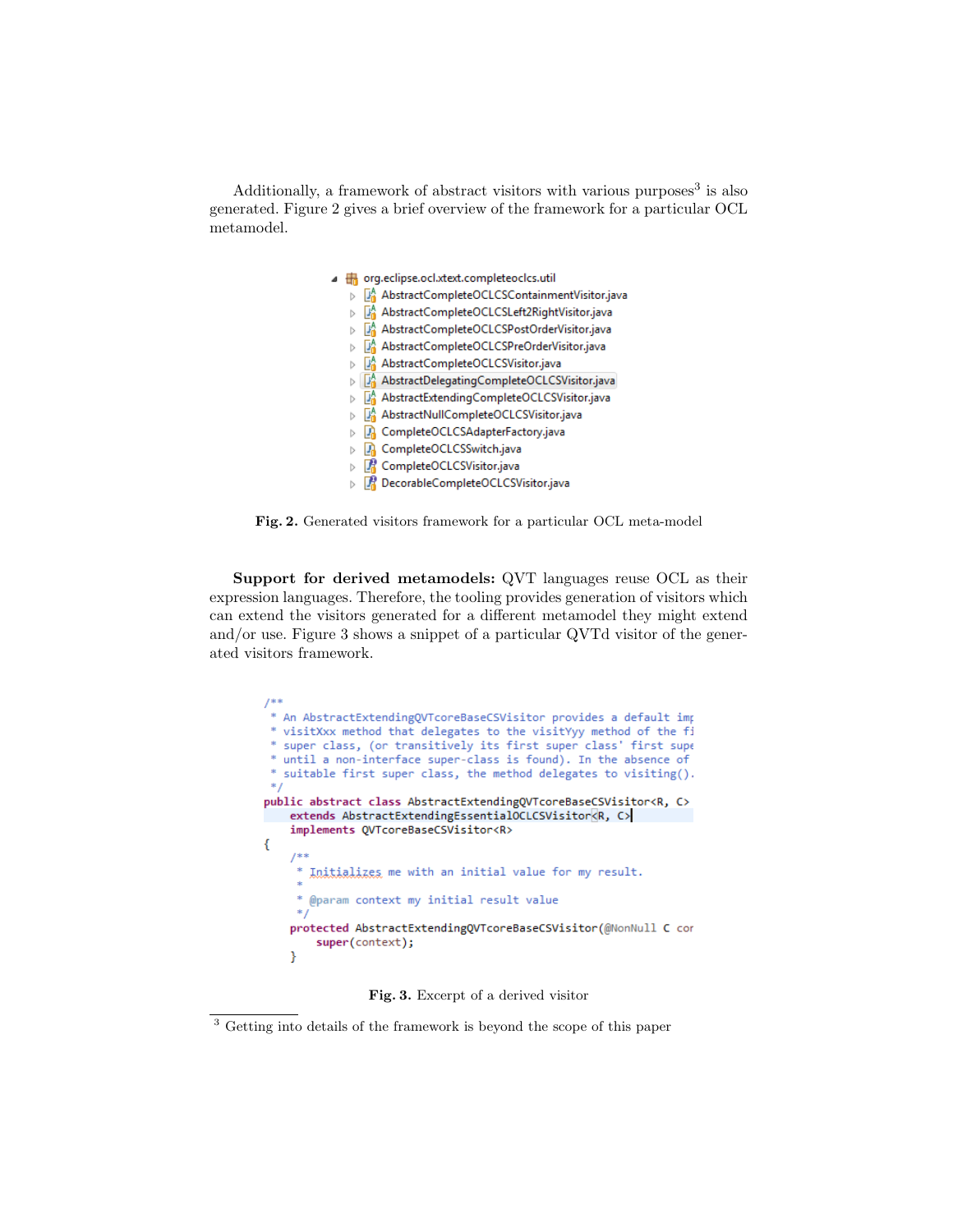Additionally, a framework of abstract visitors with various purposes[3] is also generated. Figure 2 gives a brief overview of the framework for a particular OCL metamodel.

```
org.eclipse.ocl.xtext.completeoclcs.util
  AbstractCompleteOCLCSContainmentVisitor.java
  AbstractCompleteOCLCSLeft2RightVisitor.java
  AbstractCompleteOCLCSPostOrderVisitor.java
  AbstractCompleteOCLCSPreOrderVisitor.java
  AbstractCompleteOCLCSVisitor.java
  AbstractDelegatingCompleteOCLCSVisitor.java
  AbstractExtendingCompleteOCLCSVisitor.java
  AbstractNullCompleteOCLCSVisitor.java
  CompleteOCLCSAdapterFactory.java
  CompleteOCLCSSwitch.java
  CompleteOCLCSVisitor.java
  DecorableCompleteOCLCSVisitor.java
```

**Fig. 2.** Generated visitors framework for a particular OCL meta-model

**Support for derived metamodels:** QVT languages reuse OCL as their expression languages. Therefore, the tooling provides generation of visitors which can extend the visitors generated for a different metamodel they might extend and/or use. Figure 3 shows a snippet of a particular QVTd visitor of the generated visitors framework.

```
/**
 * An AbstractExtendingQVTcoreBaseCSVisitor provides a default imp
 * visitXxx method that delegates to the visitYyy method of the fi
 * super class, (or transitively its first super class' first supe
 * until a non-interface super-class is found). In the absence of
 * suitable first super class, the method delegates to visiting().
 */
public abstract class AbstractExtendingQVTcoreBaseCSVisitor<R, C>
    extends AbstractExtendingEssentialOCLCSVisitor<R, C>
    implements QVTcoreBaseCSVisitor<R>
{
    /**
     * Initializes me with an initial value for my result.
     *
     * @param context my initial result value
     */
    protected AbstractExtendingQVTcoreBaseCSVisitor(@NonNull C cor
        super(context);
    }
```

**Fig. 3.** Excerpt of a derived visitor

[3] Getting into details of the framework is beyond the scope of this paper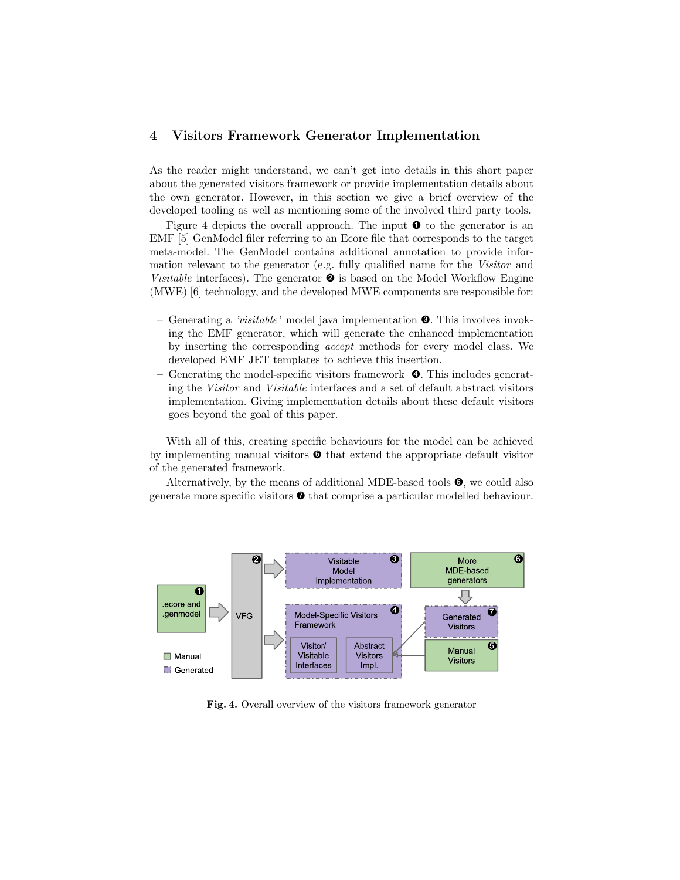## 4 Visitors Framework Generator Implementation

As the reader might understand, we can't get into details in this short paper about the generated visitors framework or provide implementation details about the own generator. However, in this section we give a brief overview of the developed tooling as well as mentioning some of the involved third party tools.

Figure 4 depicts the overall approach. The input ❶ to the generator is an EMF [5] GenModel filer referring to an Ecore file that corresponds to the target meta-model. The GenModel contains additional annotation to provide information relevant to the generator (e.g. fully qualified name for the *Visitor* and *Visitable* interfaces). The generator ❷ is based on the Model Workflow Engine (MWE) [6] technology, and the developed MWE components are responsible for:

- Generating a *'visitable'* model java implementation ❸. This involves invoking the EMF generator, which will generate the enhanced implementation by inserting the corresponding *accept* methods for every model class. We developed EMF JET templates to achieve this insertion.
- Generating the model-specific visitors framework ❹. This includes generating the *Visitor* and *Visitable* interfaces and a set of default abstract visitors implementation. Giving implementation details about these default visitors goes beyond the goal of this paper.

With all of this, creating specific behaviours for the model can be achieved by implementing manual visitors ❺ that extend the appropriate default visitor of the generated framework.

Alternatively, by the means of additional MDE-based tools ❻, we could also generate more specific visitors ❼ that comprise a particular modelled behaviour.

**Fig. 4.** Overall overview of the visitors framework generator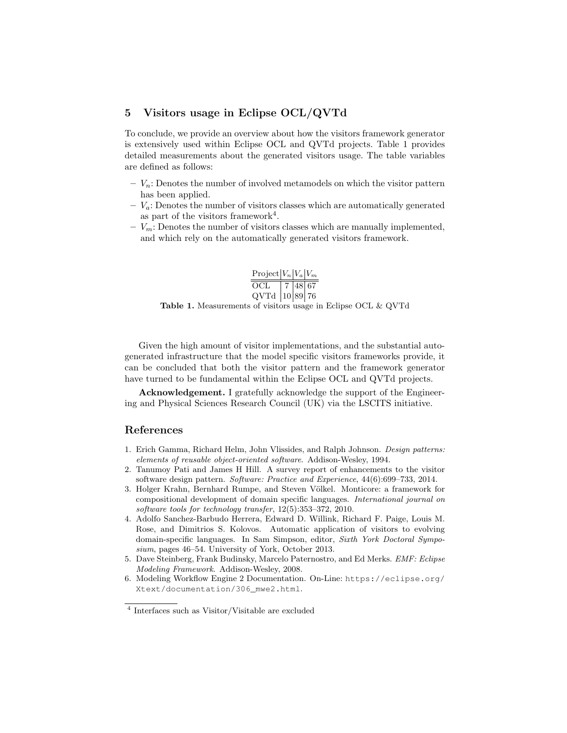## 5 Visitors usage in Eclipse OCL/QVTd

To conclude, we provide an overview about how the visitors framework generator is extensively used within Eclipse OCL and QVTd projects. Table 1 provides detailed measurements about the generated visitors usage. The table variables are defined as follows:

- $V_n$: Denotes the number of involved metamodels on which the visitor pattern has been applied.
- $V_a$: Denotes the number of visitors classes which are automatically generated as part of the visitors framework[4].
- $V_m$: Denotes the number of visitors classes which are manually implemented, and which rely on the automatically generated visitors framework.

| Project | $V_n$ | $V_a$ | $V_m$ |
|---|---|---|---|
| OCL | 7 | 48 | 67 |
| QVTd | 10 | 89 | 76 |

**Table 1.** Measurements of visitors usage in Eclipse OCL & QVTd

Given the high amount of visitor implementations, and the substantial auto-generated infrastructure that the model specific visitors frameworks provide, it can be concluded that both the visitor pattern and the framework generator have turned to be fundamental within the Eclipse OCL and QVTd projects.

**Acknowledgement.** I gratefully acknowledge the support of the Engineering and Physical Sciences Research Council (UK) via the LSCITS initiative.

## References

1. Erich Gamma, Richard Helm, John Vlissides, and Ralph Johnson. *Design patterns: elements of reusable object-oriented software.* Addison-Wesley, 1994.
2. Tanumoy Pati and James H Hill. A survey report of enhancements to the visitor software design pattern. *Software: Practice and Experience*, 44(6):699–733, 2014.
3. Holger Krahn, Bernhard Rumpe, and Steven Völkel. Monticore: a framework for compositional development of domain specific languages. *International journal on software tools for technology transfer*, 12(5):353–372, 2010.
4. Adolfo Sanchez-Barbudo Herrera, Edward D. Willink, Richard F. Paige, Louis M. Rose, and Dimitrios S. Kolovos. Automatic application of visitors to evolving domain-specific languages. In Sam Simpson, editor, *Sixth York Doctoral Symposium*, pages 46–54. University of York, October 2013.
5. Dave Steinberg, Frank Budinsky, Marcelo Paternostro, and Ed Merks. *EMF: Eclipse Modeling Framework*. Addison-Wesley, 2008.
6. Modeling Workflow Engine 2 Documentation. On-Line: https://eclipse.org/Xtext/documentation/306_mwe2.html.

[4] Interfaces such as Visitor/Visitable are excluded